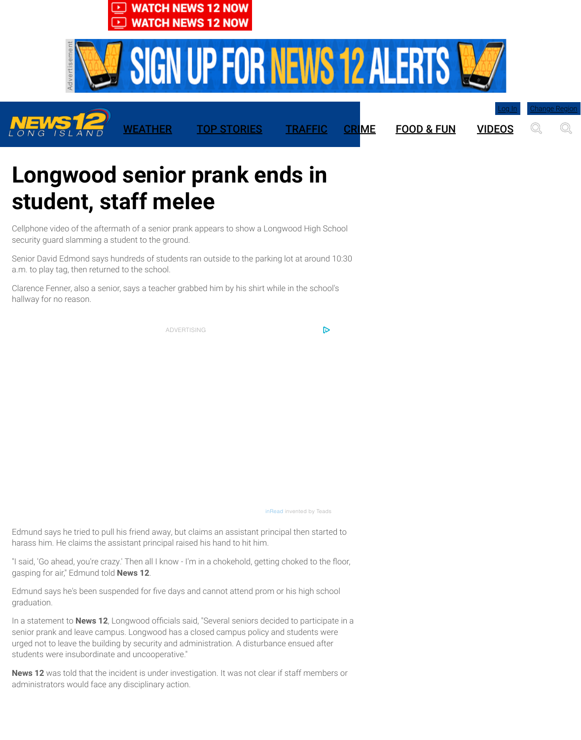# Longwood senior prank ends in student, staff melee

Cellphone video of the aftermath of a senior prank appears to show a Longwood High School security guard slamming a student to the ground.

Senior David Edmond says hundreds of students ran outside to the parking lot at around 10:30 a.m. to play tag, then returned to the school.

Clarence Fenner, also a senior, says a teacher grabbed him by his shirt while in the school's hallway for no reason.

Edmund says he tried to pull his friend away, but claims an assistant principal then started to harass him. He claims the assistant principal raised his hand to hit him.

"I said, 'Go ahead, you're crazy.' Then all I know - I'm in a chokehold, getting choked to the floor, gasping for air," Edmund told **News 12**.

Edmund says he's been suspended for five days and cannot attend prom or his high school graduation.

In a statement to **News 12**, Longwood officials said, "Several seniors decided to participate in a senior prank and leave campus. Longwood has a closed campus policy and students were urged not to leave the building by security and administration. A disturbance ensued after students were insubordinate and uncooperative."

**News 12** was told that the incident is under investigation. It was not clear if staff members or administrators would face any disciplinary action.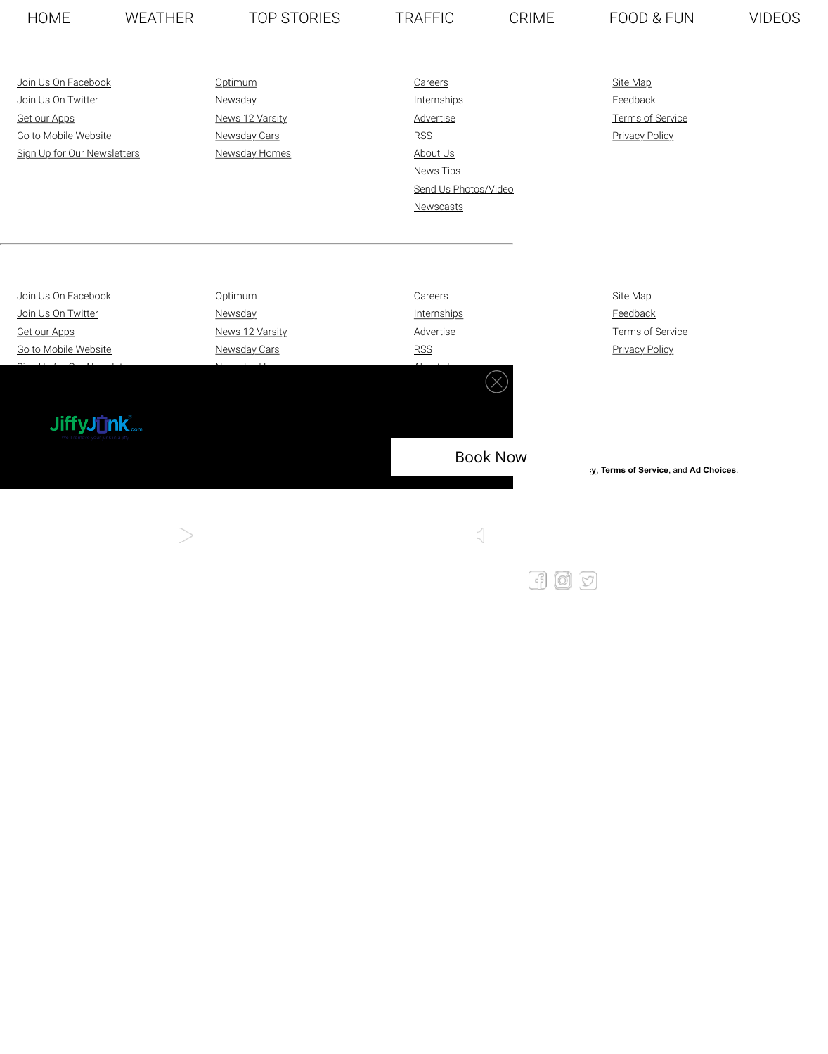HOME | WEATHER | TOP STORIES | TRAFFIC | CRIME | FOOD & FUN | VIDEOS

Join Us On Facebook
Join Us On Twitter
Get our Apps
Go to Mobile Website
Sign Up for Our Newsletters

Optimum
Newsday
News 12 Varsity
Newsday Cars
Newsday Homes

Careers
Internships
Advertise
RSS
About Us
News Tips
Send Us Photos/Video
Newscasts

Site Map
Feedback
Terms of Service
Privacy Policy

---

Join Us On Facebook
Join Us On Twitter
Get our Apps
Go to Mobile Website

Optimum
Newsday
News 12 Varsity
Newsday Cars

Careers
Internships
Advertise
RSS

Site Map
Feedback
Terms of Service
Privacy Policy

JiffyJunk.com

Book Now

...y, **Terms of Service**, and **Ad Choices**.